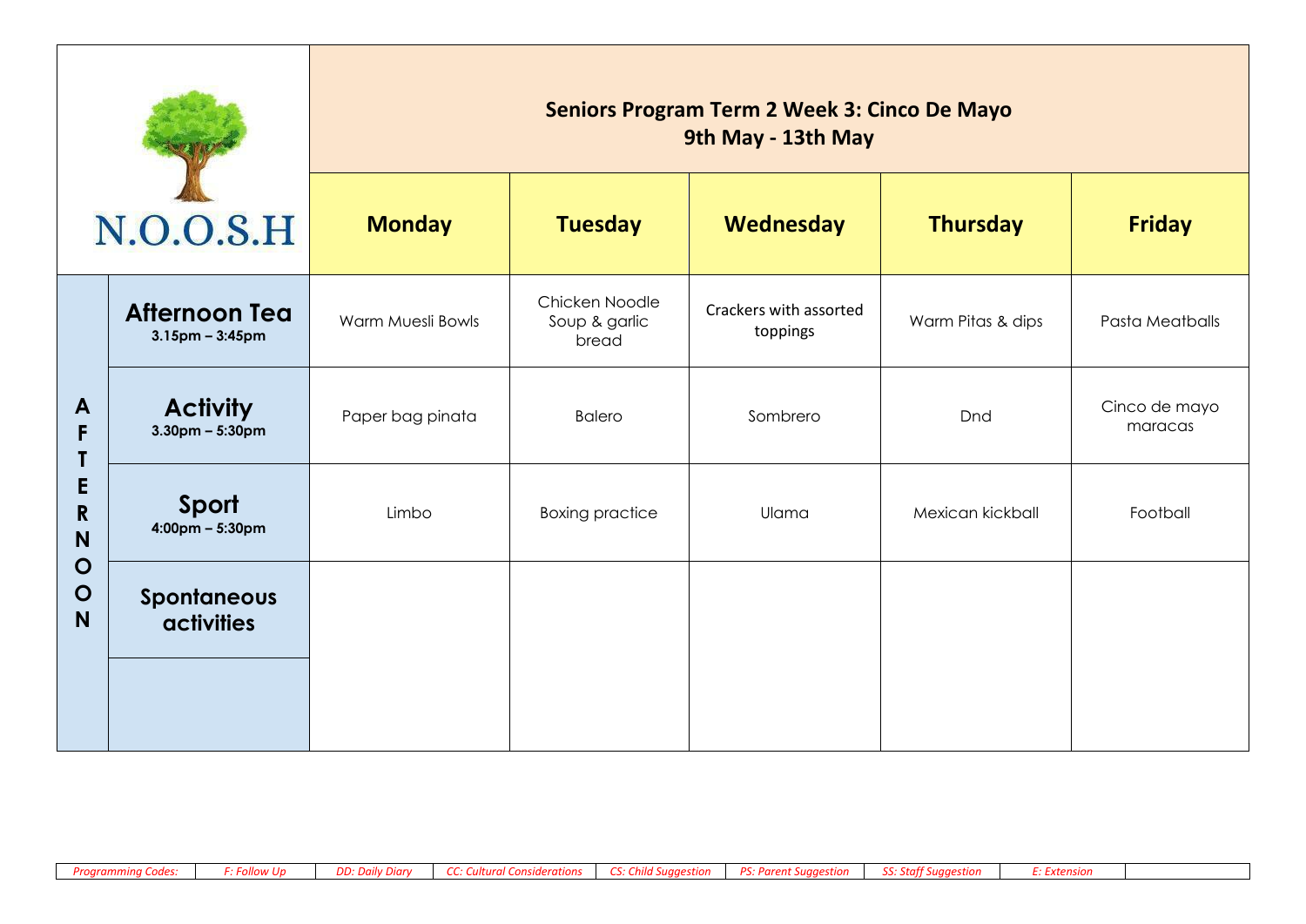# Seniors Program Term 2 Week 3: Cinco De Mayo

## 9th May - 13th May

N.O.O.S.H

| AFTERNOON | | Monday | Tuesday | Wednesday | Thursday | Friday |
|---|---|---|---|---|---|---|
| | **Afternoon Tea** 3.15pm – 3:45pm | Warm Muesli Bowls | Chicken Noodle Soup & garlic bread | Crackers with assorted toppings | Warm Pitas & dips | Pasta Meatballs |
| | **Activity** 3.30pm – 5:30pm | Paper bag pinata | Balero | Sombrero | Dnd | Cinco de mayo maracas |
| | **Sport** 4:00pm – 5:30pm | Limbo | Boxing practice | Ulama | Mexican kickball | Football |
| | **Spontaneous activities** | | | | | |
| | | | | | | |

| *Programming Codes:* | *F: Follow Up* | *DD: Daily Diary* | *CC: Cultural Considerations* | *CS: Child Suggestion* | *PS: Parent Suggestion* | *SS: Staff Suggestion* | *E: Extension* | |
|---|---|---|---|---|---|---|---|---|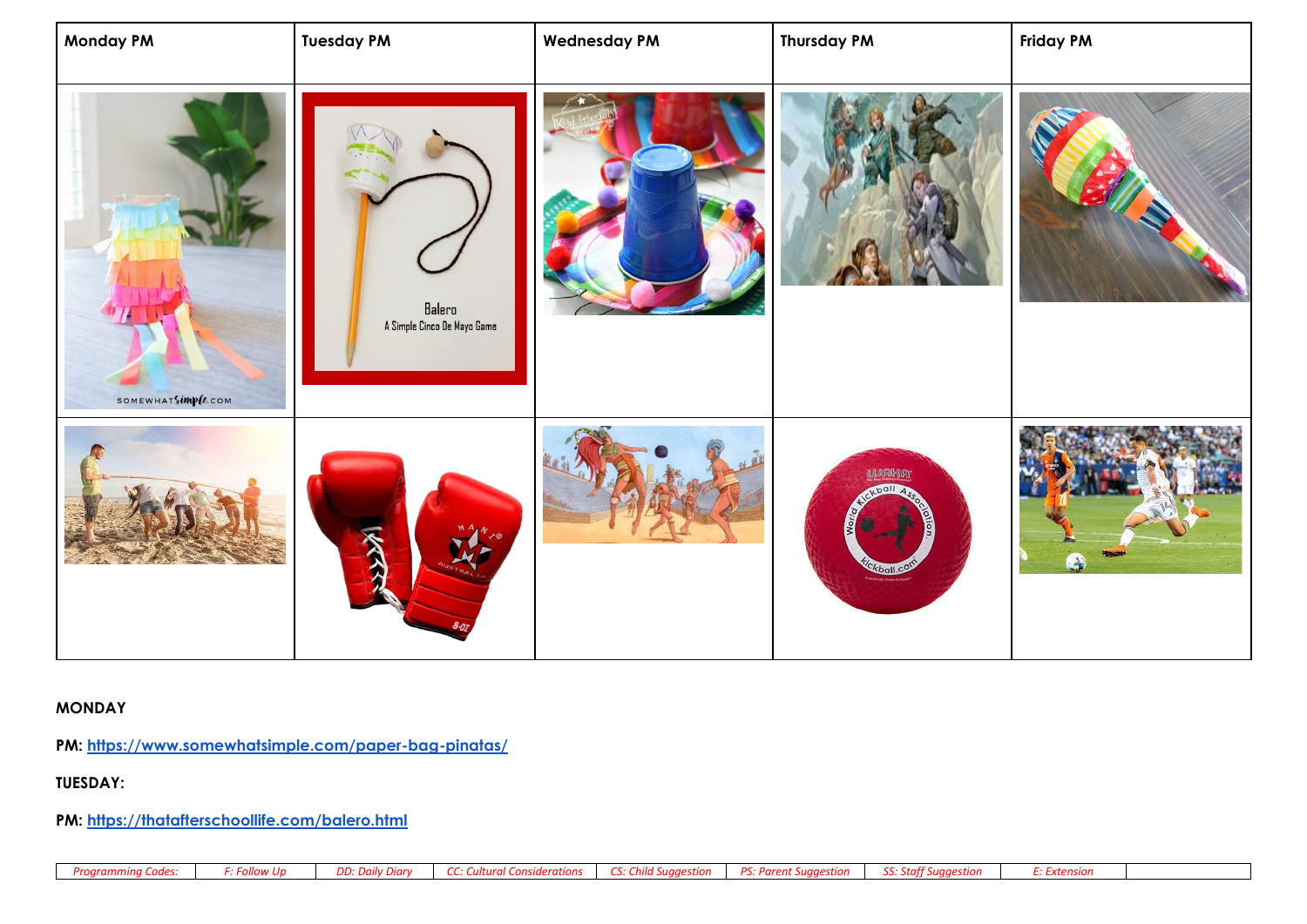| Monday PM | Tuesday PM | Wednesday PM | Thursday PM | Friday PM |
| --- | --- | --- | --- | --- |
| | | | | |
| | | | | |

**MONDAY**

**PM:** https://www.somewhatsimple.com/paper-bag-pinatas/

**TUESDAY:**

**PM:** https://thatafterschoollife.com/balero.html

| *Programming Codes:* | *F: Follow Up* | *DD: Daily Diary* | *CC: Cultural Considerations* | *CS: Child Suggestion* | *PS: Parent Suggestion* | *SS: Staff Suggestion* | *E: Extension* | |
| --- | --- | --- | --- | --- | --- | --- | --- | --- |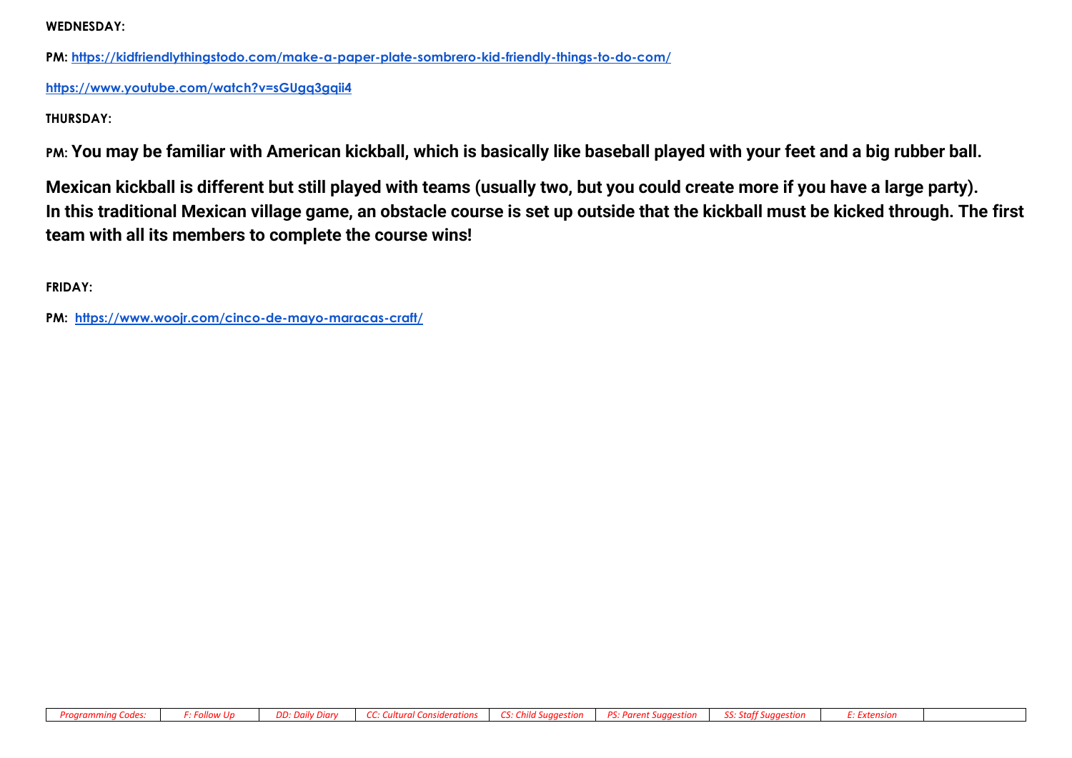**WEDNESDAY:**

**PM: https://kidfriendlythingstodo.com/make-a-paper-plate-sombrero-kid-friendly-things-to-do-com/**

**https://www.youtube.com/watch?v=sGUgq3gqii4**

**THURSDAY:**

**PM: You may be familiar with American kickball, which is basically like baseball played with your feet and a big rubber ball.**

**Mexican kickball is different but still played with teams (usually two, but you could create more if you have a large party). In this traditional Mexican village game, an obstacle course is set up outside that the kickball must be kicked through. The first team with all its members to complete the course wins!**

**FRIDAY:**

**PM: https://www.woojr.com/cinco-de-mayo-maracas-craft/**

| | | | | | | | | |
|---|---|---|---|---|---|---|---|---|
| *Programming Codes:* | *F: Follow Up* | *DD: Daily Diary* | *CC: Cultural Considerations* | *CS: Child Suggestion* | *PS: Parent Suggestion* | *SS: Staff Suggestion* | *E: Extension* | |